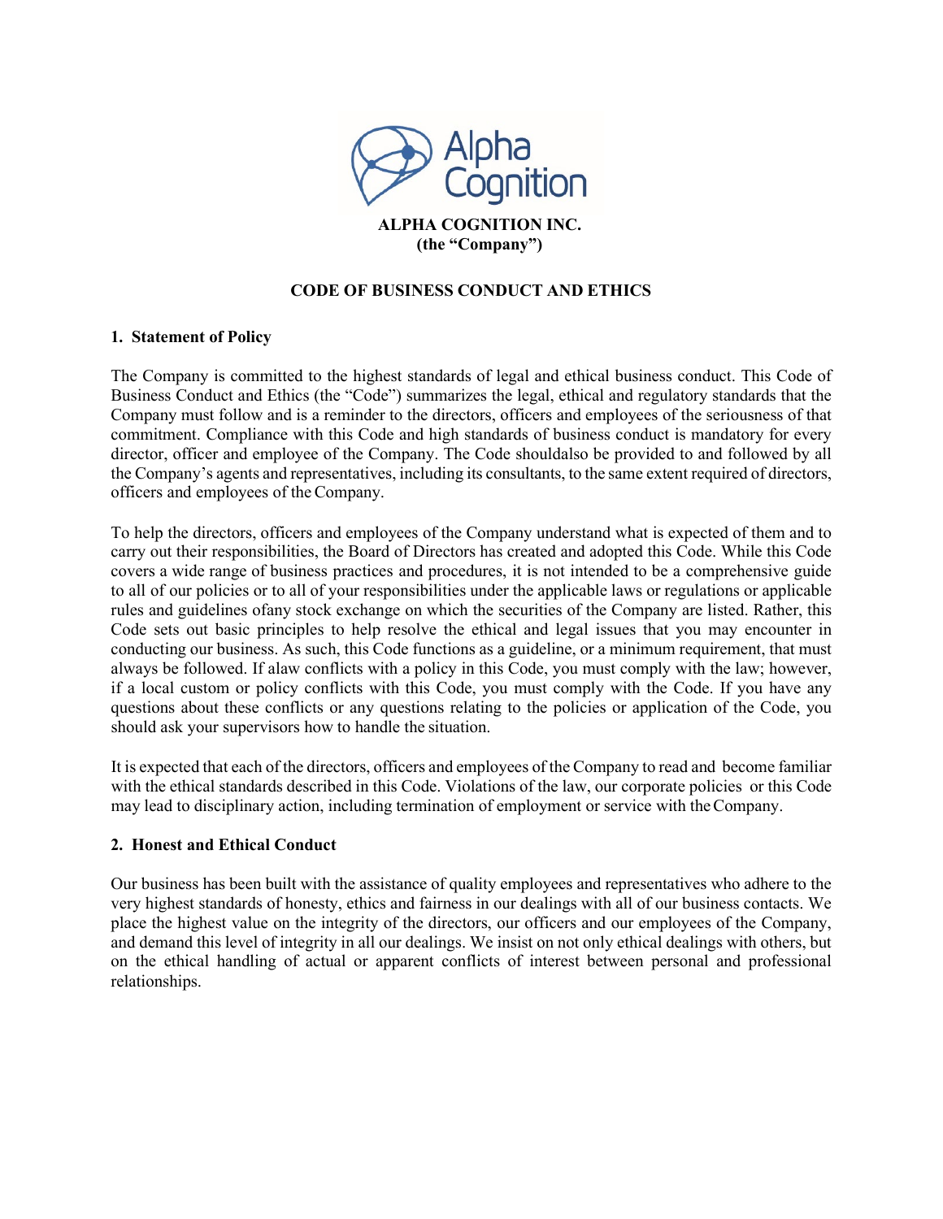**ALPHA COGNITION INC.**
**(the "Company")**

# CODE OF BUSINESS CONDUCT AND ETHICS

## 1. Statement of Policy

The Company is committed to the highest standards of legal and ethical business conduct. This Code of Business Conduct and Ethics (the "Code") summarizes the legal, ethical and regulatory standards that the Company must follow and is a reminder to the directors, officers and employees of the seriousness of that commitment. Compliance with this Code and high standards of business conduct is mandatory for every director, officer and employee of the Company. The Code shouldalso be provided to and followed by all the Company's agents and representatives, including its consultants, to the same extent required of directors, officers and employees of the Company.

To help the directors, officers and employees of the Company understand what is expected of them and to carry out their responsibilities, the Board of Directors has created and adopted this Code. While this Code covers a wide range of business practices and procedures, it is not intended to be a comprehensive guide to all of our policies or to all of your responsibilities under the applicable laws or regulations or applicable rules and guidelines ofany stock exchange on which the securities of the Company are listed. Rather, this Code sets out basic principles to help resolve the ethical and legal issues that you may encounter in conducting our business. As such, this Code functions as a guideline, or a minimum requirement, that must always be followed. If alaw conflicts with a policy in this Code, you must comply with the law; however, if a local custom or policy conflicts with this Code, you must comply with the Code. If you have any questions about these conflicts or any questions relating to the policies or application of the Code, you should ask your supervisors how to handle the situation.

It is expected that each of the directors, officers and employees of the Company to read and become familiar with the ethical standards described in this Code. Violations of the law, our corporate policies or this Code may lead to disciplinary action, including termination of employment or service with the Company.

## 2. Honest and Ethical Conduct

Our business has been built with the assistance of quality employees and representatives who adhere to the very highest standards of honesty, ethics and fairness in our dealings with all of our business contacts. We place the highest value on the integrity of the directors, our officers and our employees of the Company, and demand this level of integrity in all our dealings. We insist on not only ethical dealings with others, but on the ethical handling of actual or apparent conflicts of interest between personal and professional relationships.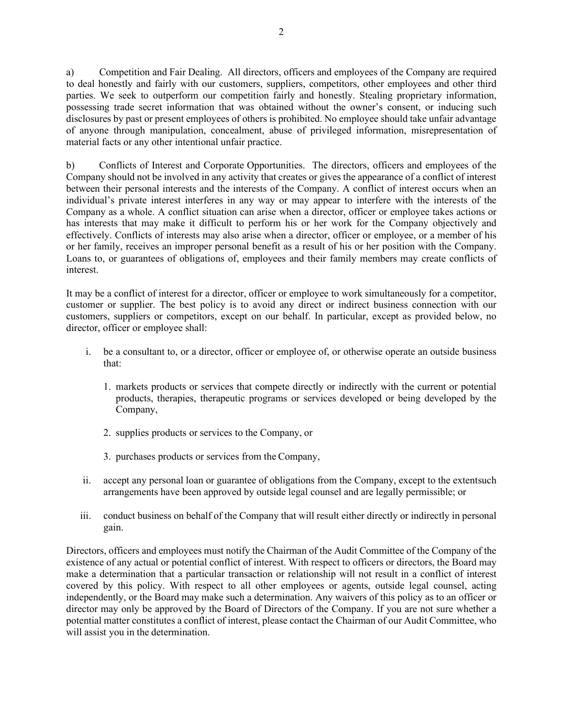a) Competition and Fair Dealing. All directors, officers and employees of the Company are required to deal honestly and fairly with our customers, suppliers, competitors, other employees and other third parties. We seek to outperform our competition fairly and honestly. Stealing proprietary information, possessing trade secret information that was obtained without the owner's consent, or inducing such disclosures by past or present employees of others is prohibited. No employee should take unfair advantage of anyone through manipulation, concealment, abuse of privileged information, misrepresentation of material facts or any other intentional unfair practice.

b) Conflicts of Interest and Corporate Opportunities. The directors, officers and employees of the Company should not be involved in any activity that creates or gives the appearance of a conflict of interest between their personal interests and the interests of the Company. A conflict of interest occurs when an individual's private interest interferes in any way or may appear to interfere with the interests of the Company as a whole. A conflict situation can arise when a director, officer or employee takes actions or has interests that may make it difficult to perform his or her work for the Company objectively and effectively. Conflicts of interests may also arise when a director, officer or employee, or a member of his or her family, receives an improper personal benefit as a result of his or her position with the Company. Loans to, or guarantees of obligations of, employees and their family members may create conflicts of interest.

It may be a conflict of interest for a director, officer or employee to work simultaneously for a competitor, customer or supplier. The best policy is to avoid any direct or indirect business connection with our customers, suppliers or competitors, except on our behalf. In particular, except as provided below, no director, officer or employee shall:

i. be a consultant to, or a director, officer or employee of, or otherwise operate an outside business that:

   1. markets products or services that compete directly or indirectly with the current or potential products, therapies, therapeutic programs or services developed or being developed by the Company,

   2. supplies products or services to the Company, or

   3. purchases products or services from the Company,

ii. accept any personal loan or guarantee of obligations from the Company, except to the extentsuch arrangements have been approved by outside legal counsel and are legally permissible; or

iii. conduct business on behalf of the Company that will result either directly or indirectly in personal gain.

Directors, officers and employees must notify the Chairman of the Audit Committee of the Company of the existence of any actual or potential conflict of interest. With respect to officers or directors, the Board may make a determination that a particular transaction or relationship will not result in a conflict of interest covered by this policy. With respect to all other employees or agents, outside legal counsel, acting independently, or the Board may make such a determination. Any waivers of this policy as to an officer or director may only be approved by the Board of Directors of the Company. If you are not sure whether a potential matter constitutes a conflict of interest, please contact the Chairman of our Audit Committee, who will assist you in the determination.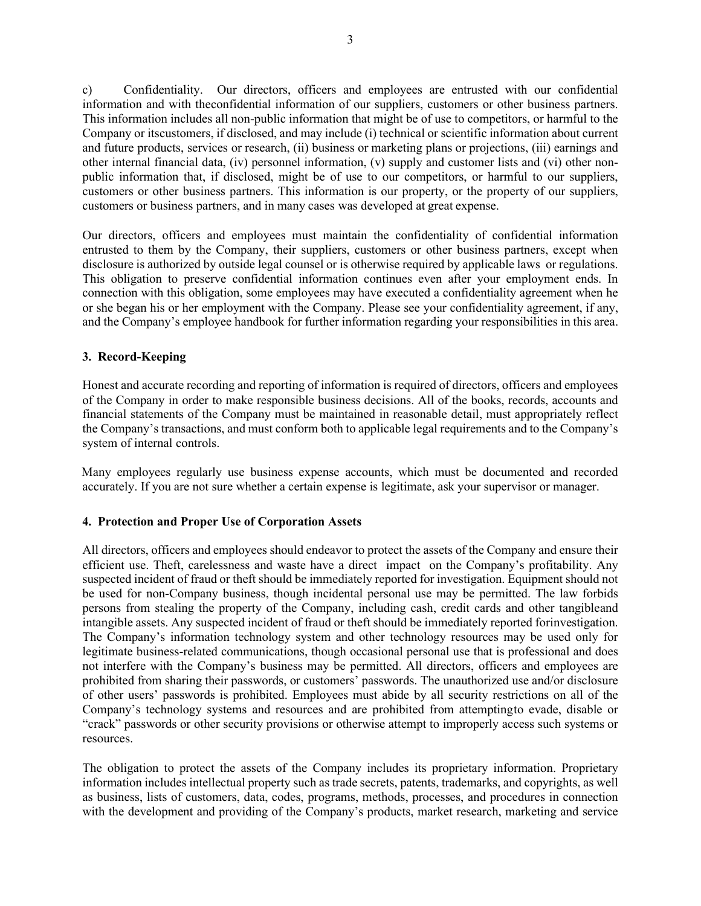c) Confidentiality. Our directors, officers and employees are entrusted with our confidential information and with theconfidential information of our suppliers, customers or other business partners. This information includes all non-public information that might be of use to competitors, or harmful to the Company or itscustomers, if disclosed, and may include (i) technical or scientific information about current and future products, services or research, (ii) business or marketing plans or projections, (iii) earnings and other internal financial data, (iv) personnel information, (v) supply and customer lists and (vi) other non-public information that, if disclosed, might be of use to our competitors, or harmful to our suppliers, customers or other business partners. This information is our property, or the property of our suppliers, customers or business partners, and in many cases was developed at great expense.

Our directors, officers and employees must maintain the confidentiality of confidential information entrusted to them by the Company, their suppliers, customers or other business partners, except when disclosure is authorized by outside legal counsel or is otherwise required by applicable laws or regulations. This obligation to preserve confidential information continues even after your employment ends. In connection with this obligation, some employees may have executed a confidentiality agreement when he or she began his or her employment with the Company. Please see your confidentiality agreement, if any, and the Company's employee handbook for further information regarding your responsibilities in this area.

**3. Record-Keeping**

Honest and accurate recording and reporting of information is required of directors, officers and employees of the Company in order to make responsible business decisions. All of the books, records, accounts and financial statements of the Company must be maintained in reasonable detail, must appropriately reflect the Company's transactions, and must conform both to applicable legal requirements and to the Company's system of internal controls.

Many employees regularly use business expense accounts, which must be documented and recorded accurately. If you are not sure whether a certain expense is legitimate, ask your supervisor or manager.

**4. Protection and Proper Use of Corporation Assets**

All directors, officers and employees should endeavor to protect the assets of the Company and ensure their efficient use. Theft, carelessness and waste have a direct impact on the Company's profitability. Any suspected incident of fraud or theft should be immediately reported for investigation. Equipment should not be used for non-Company business, though incidental personal use may be permitted. The law forbids persons from stealing the property of the Company, including cash, credit cards and other tangibleand intangible assets. Any suspected incident of fraud or theft should be immediately reported forinvestigation. The Company's information technology system and other technology resources may be used only for legitimate business-related communications, though occasional personal use that is professional and does not interfere with the Company's business may be permitted. All directors, officers and employees are prohibited from sharing their passwords, or customers' passwords. The unauthorized use and/or disclosure of other users' passwords is prohibited. Employees must abide by all security restrictions on all of the Company's technology systems and resources and are prohibited from attemptingto evade, disable or "crack" passwords or other security provisions or otherwise attempt to improperly access such systems or resources.

The obligation to protect the assets of the Company includes its proprietary information. Proprietary information includes intellectual property such as trade secrets, patents, trademarks, and copyrights, as well as business, lists of customers, data, codes, programs, methods, processes, and procedures in connection with the development and providing of the Company's products, market research, marketing and service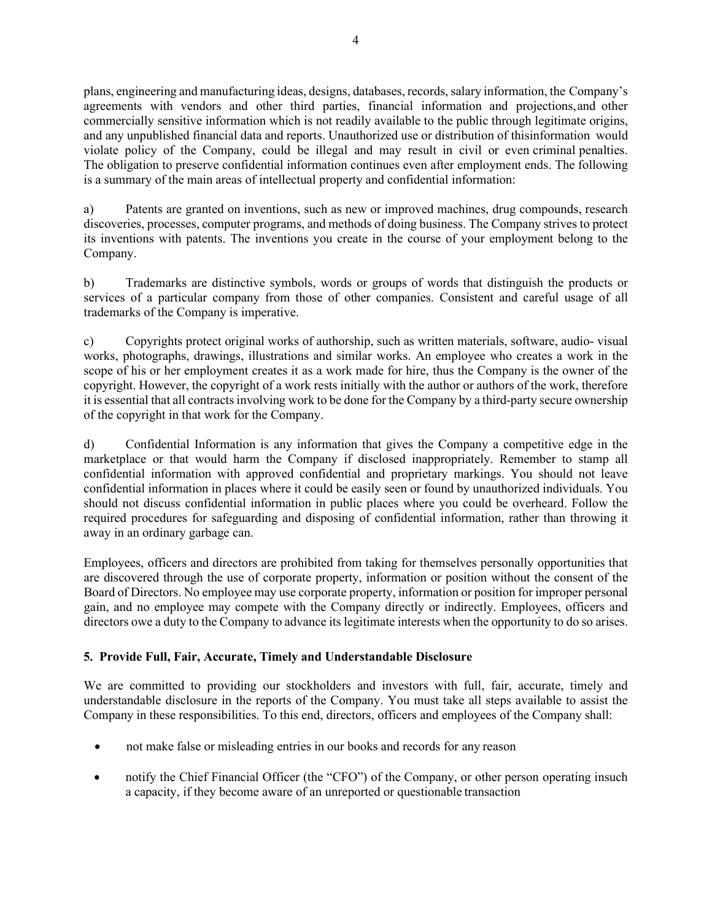plans, engineering and manufacturing ideas, designs, databases, records, salary information, the Company's agreements with vendors and other third parties, financial information and projections, and other commercially sensitive information which is not readily available to the public through legitimate origins, and any unpublished financial data and reports. Unauthorized use or distribution of this information would violate policy of the Company, could be illegal and may result in civil or even criminal penalties. The obligation to preserve confidential information continues even after employment ends. The following is a summary of the main areas of intellectual property and confidential information:

a) Patents are granted on inventions, such as new or improved machines, drug compounds, research discoveries, processes, computer programs, and methods of doing business. The Company strives to protect its inventions with patents. The inventions you create in the course of your employment belong to the Company.

b) Trademarks are distinctive symbols, words or groups of words that distinguish the products or services of a particular company from those of other companies. Consistent and careful usage of all trademarks of the Company is imperative.

c) Copyrights protect original works of authorship, such as written materials, software, audio- visual works, photographs, drawings, illustrations and similar works. An employee who creates a work in the scope of his or her employment creates it as a work made for hire, thus the Company is the owner of the copyright. However, the copyright of a work rests initially with the author or authors of the work, therefore it is essential that all contracts involving work to be done for the Company by a third-party secure ownership of the copyright in that work for the Company.

d) Confidential Information is any information that gives the Company a competitive edge in the marketplace or that would harm the Company if disclosed inappropriately. Remember to stamp all confidential information with approved confidential and proprietary markings. You should not leave confidential information in places where it could be easily seen or found by unauthorized individuals. You should not discuss confidential information in public places where you could be overheard. Follow the required procedures for safeguarding and disposing of confidential information, rather than throwing it away in an ordinary garbage can.

Employees, officers and directors are prohibited from taking for themselves personally opportunities that are discovered through the use of corporate property, information or position without the consent of the Board of Directors. No employee may use corporate property, information or position for improper personal gain, and no employee may compete with the Company directly or indirectly. Employees, officers and directors owe a duty to the Company to advance its legitimate interests when the opportunity to do so arises.

**5. Provide Full, Fair, Accurate, Timely and Understandable Disclosure**

We are committed to providing our stockholders and investors with full, fair, accurate, timely and understandable disclosure in the reports of the Company. You must take all steps available to assist the Company in these responsibilities. To this end, directors, officers and employees of the Company shall:

- not make false or misleading entries in our books and records for any reason
- notify the Chief Financial Officer (the "CFO") of the Company, or other person operating in such a capacity, if they become aware of an unreported or questionable transaction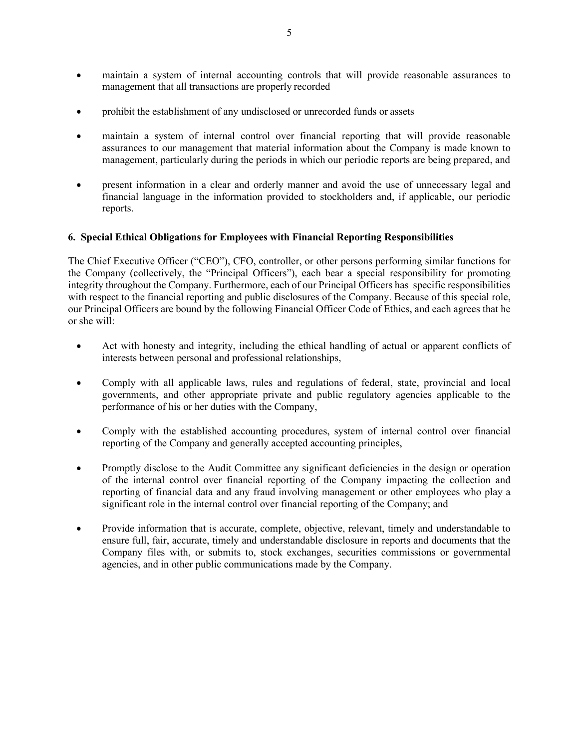- maintain a system of internal accounting controls that will provide reasonable assurances to management that all transactions are properly recorded
- prohibit the establishment of any undisclosed or unrecorded funds or assets
- maintain a system of internal control over financial reporting that will provide reasonable assurances to our management that material information about the Company is made known to management, particularly during the periods in which our periodic reports are being prepared, and
- present information in a clear and orderly manner and avoid the use of unnecessary legal and financial language in the information provided to stockholders and, if applicable, our periodic reports.

**6. Special Ethical Obligations for Employees with Financial Reporting Responsibilities**

The Chief Executive Officer ("CEO"), CFO, controller, or other persons performing similar functions for the Company (collectively, the "Principal Officers"), each bear a special responsibility for promoting integrity throughout the Company. Furthermore, each of our Principal Officers has specific responsibilities with respect to the financial reporting and public disclosures of the Company. Because of this special role, our Principal Officers are bound by the following Financial Officer Code of Ethics, and each agrees that he or she will:

- Act with honesty and integrity, including the ethical handling of actual or apparent conflicts of interests between personal and professional relationships,
- Comply with all applicable laws, rules and regulations of federal, state, provincial and local governments, and other appropriate private and public regulatory agencies applicable to the performance of his or her duties with the Company,
- Comply with the established accounting procedures, system of internal control over financial reporting of the Company and generally accepted accounting principles,
- Promptly disclose to the Audit Committee any significant deficiencies in the design or operation of the internal control over financial reporting of the Company impacting the collection and reporting of financial data and any fraud involving management or other employees who play a significant role in the internal control over financial reporting of the Company; and
- Provide information that is accurate, complete, objective, relevant, timely and understandable to ensure full, fair, accurate, timely and understandable disclosure in reports and documents that the Company files with, or submits to, stock exchanges, securities commissions or governmental agencies, and in other public communications made by the Company.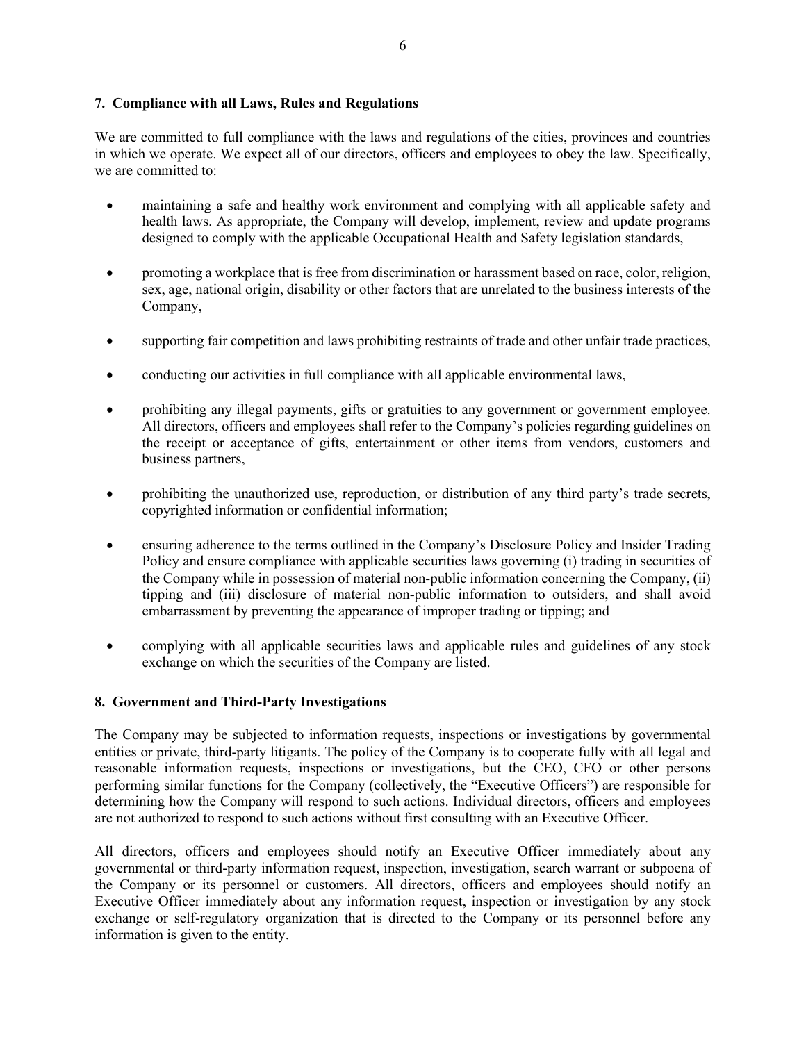## 7. Compliance with all Laws, Rules and Regulations

We are committed to full compliance with the laws and regulations of the cities, provinces and countries in which we operate. We expect all of our directors, officers and employees to obey the law. Specifically, we are committed to:

- maintaining a safe and healthy work environment and complying with all applicable safety and health laws. As appropriate, the Company will develop, implement, review and update programs designed to comply with the applicable Occupational Health and Safety legislation standards,
- promoting a workplace that is free from discrimination or harassment based on race, color, religion, sex, age, national origin, disability or other factors that are unrelated to the business interests of the Company,
- supporting fair competition and laws prohibiting restraints of trade and other unfair trade practices,
- conducting our activities in full compliance with all applicable environmental laws,
- prohibiting any illegal payments, gifts or gratuities to any government or government employee. All directors, officers and employees shall refer to the Company's policies regarding guidelines on the receipt or acceptance of gifts, entertainment or other items from vendors, customers and business partners,
- prohibiting the unauthorized use, reproduction, or distribution of any third party's trade secrets, copyrighted information or confidential information;
- ensuring adherence to the terms outlined in the Company's Disclosure Policy and Insider Trading Policy and ensure compliance with applicable securities laws governing (i) trading in securities of the Company while in possession of material non-public information concerning the Company, (ii) tipping and (iii) disclosure of material non-public information to outsiders, and shall avoid embarrassment by preventing the appearance of improper trading or tipping; and
- complying with all applicable securities laws and applicable rules and guidelines of any stock exchange on which the securities of the Company are listed.

## 8. Government and Third-Party Investigations

The Company may be subjected to information requests, inspections or investigations by governmental entities or private, third-party litigants. The policy of the Company is to cooperate fully with all legal and reasonable information requests, inspections or investigations, but the CEO, CFO or other persons performing similar functions for the Company (collectively, the "Executive Officers") are responsible for determining how the Company will respond to such actions. Individual directors, officers and employees are not authorized to respond to such actions without first consulting with an Executive Officer.

All directors, officers and employees should notify an Executive Officer immediately about any governmental or third-party information request, inspection, investigation, search warrant or subpoena of the Company or its personnel or customers. All directors, officers and employees should notify an Executive Officer immediately about any information request, inspection or investigation by any stock exchange or self-regulatory organization that is directed to the Company or its personnel before any information is given to the entity.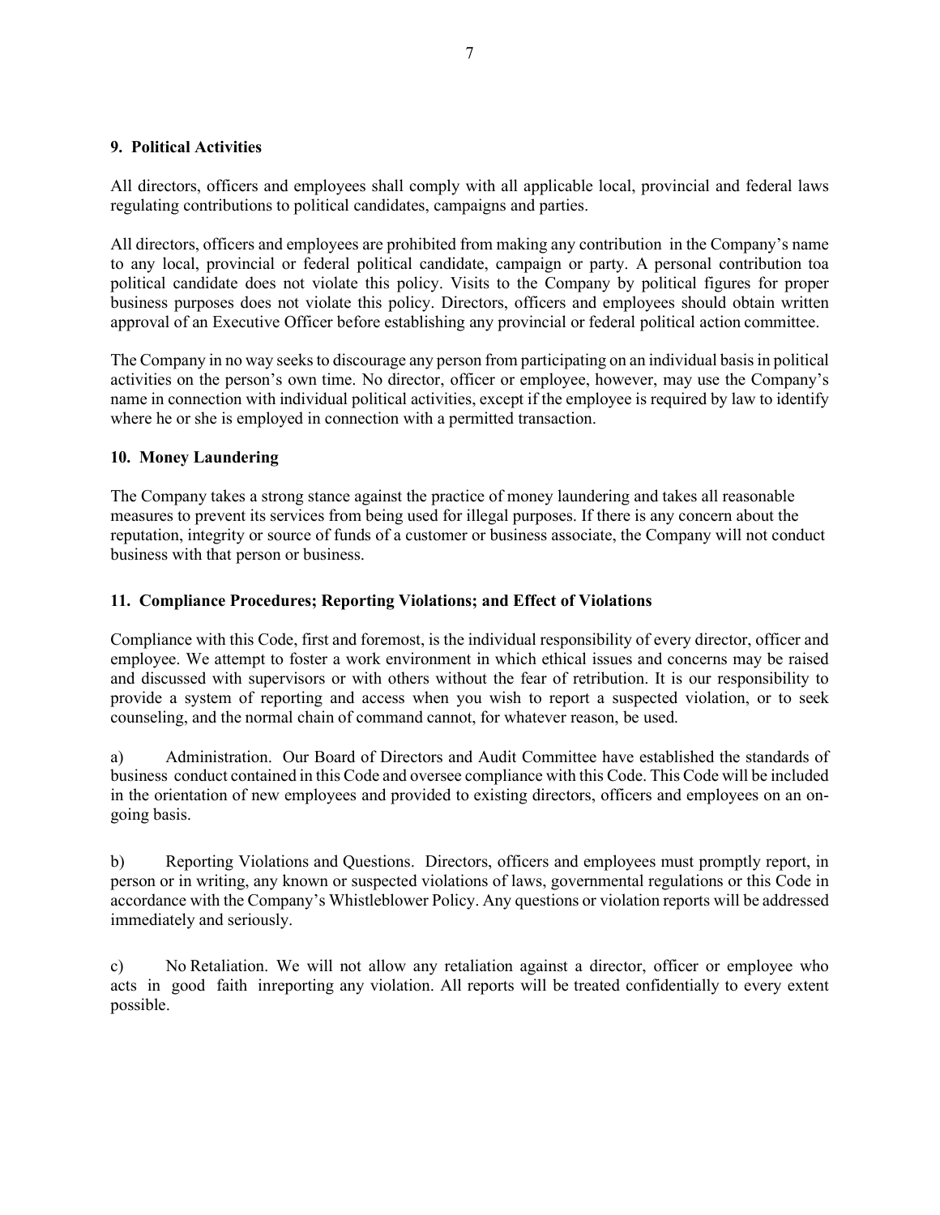## 9. Political Activities

All directors, officers and employees shall comply with all applicable local, provincial and federal laws regulating contributions to political candidates, campaigns and parties.

All directors, officers and employees are prohibited from making any contribution in the Company's name to any local, provincial or federal political candidate, campaign or party. A personal contribution toa political candidate does not violate this policy. Visits to the Company by political figures for proper business purposes does not violate this policy. Directors, officers and employees should obtain written approval of an Executive Officer before establishing any provincial or federal political action committee.

The Company in no way seeks to discourage any person from participating on an individual basis in political activities on the person's own time. No director, officer or employee, however, may use the Company's name in connection with individual political activities, except if the employee is required by law to identify where he or she is employed in connection with a permitted transaction.

## 10. Money Laundering

The Company takes a strong stance against the practice of money laundering and takes all reasonable measures to prevent its services from being used for illegal purposes. If there is any concern about the reputation, integrity or source of funds of a customer or business associate, the Company will not conduct business with that person or business.

## 11. Compliance Procedures; Reporting Violations; and Effect of Violations

Compliance with this Code, first and foremost, is the individual responsibility of every director, officer and employee. We attempt to foster a work environment in which ethical issues and concerns may be raised and discussed with supervisors or with others without the fear of retribution. It is our responsibility to provide a system of reporting and access when you wish to report a suspected violation, or to seek counseling, and the normal chain of command cannot, for whatever reason, be used.

a) Administration. Our Board of Directors and Audit Committee have established the standards of business conduct contained in this Code and oversee compliance with this Code. This Code will be included in the orientation of new employees and provided to existing directors, officers and employees on an on-going basis.

b) Reporting Violations and Questions. Directors, officers and employees must promptly report, in person or in writing, any known or suspected violations of laws, governmental regulations or this Code in accordance with the Company's Whistleblower Policy. Any questions or violation reports will be addressed immediately and seriously.

c) No Retaliation. We will not allow any retaliation against a director, officer or employee who acts in good faith inreporting any violation. All reports will be treated confidentially to every extent possible.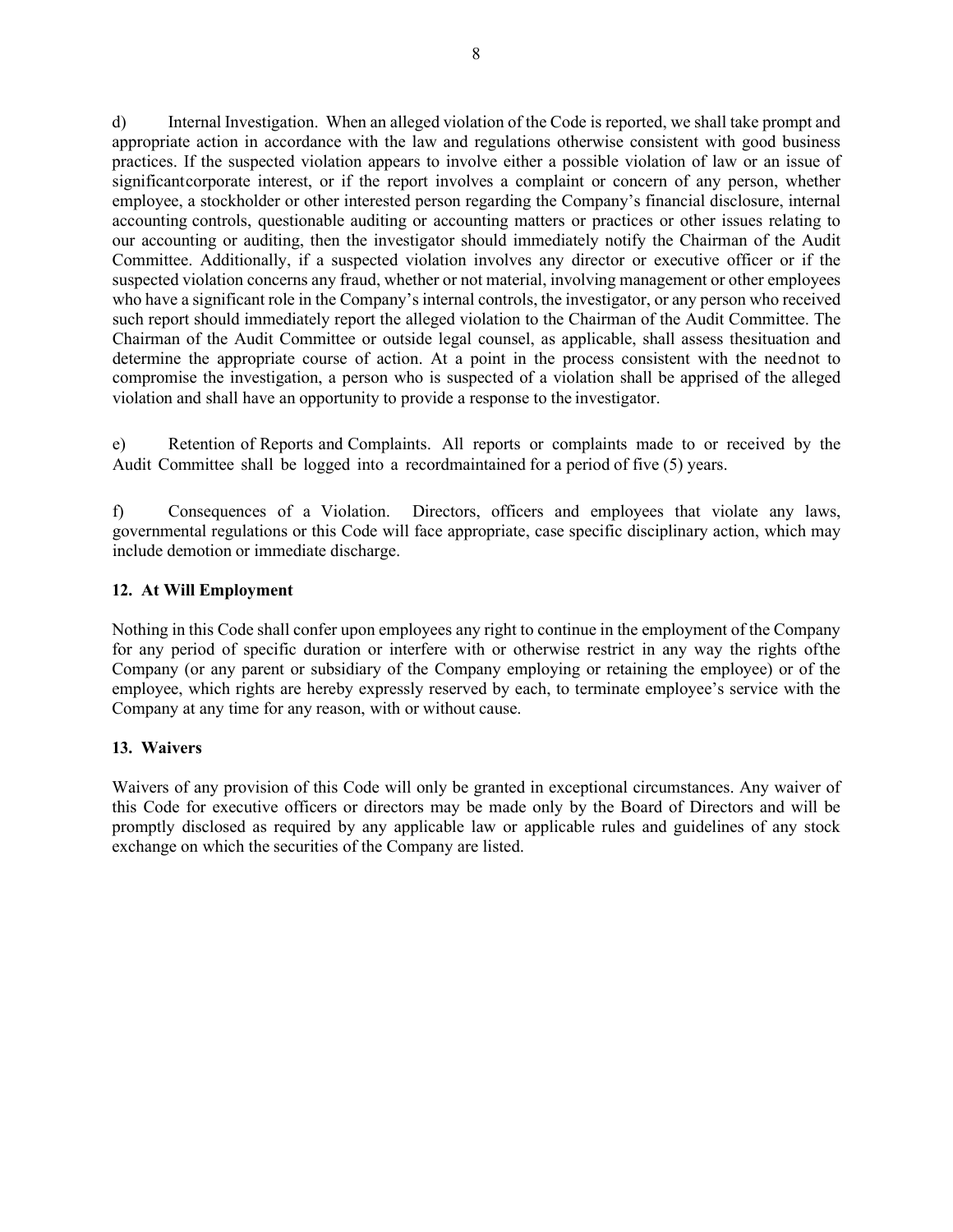d) Internal Investigation. When an alleged violation of the Code is reported, we shall take prompt and appropriate action in accordance with the law and regulations otherwise consistent with good business practices. If the suspected violation appears to involve either a possible violation of law or an issue of significantcorporate interest, or if the report involves a complaint or concern of any person, whether employee, a stockholder or other interested person regarding the Company's financial disclosure, internal accounting controls, questionable auditing or accounting matters or practices or other issues relating to our accounting or auditing, then the investigator should immediately notify the Chairman of the Audit Committee. Additionally, if a suspected violation involves any director or executive officer or if the suspected violation concerns any fraud, whether or not material, involving management or other employees who have a significant role in the Company's internal controls, the investigator, or any person who received such report should immediately report the alleged violation to the Chairman of the Audit Committee. The Chairman of the Audit Committee or outside legal counsel, as applicable, shall assess thesituation and determine the appropriate course of action. At a point in the process consistent with the neednot to compromise the investigation, a person who is suspected of a violation shall be apprised of the alleged violation and shall have an opportunity to provide a response to the investigator.

e) Retention of Reports and Complaints. All reports or complaints made to or received by the Audit Committee shall be logged into a recordmaintained for a period of five (5) years.

f) Consequences of a Violation. Directors, officers and employees that violate any laws, governmental regulations or this Code will face appropriate, case specific disciplinary action, which may include demotion or immediate discharge.

**12. At Will Employment**

Nothing in this Code shall confer upon employees any right to continue in the employment of the Company for any period of specific duration or interfere with or otherwise restrict in any way the rights ofthe Company (or any parent or subsidiary of the Company employing or retaining the employee) or of the employee, which rights are hereby expressly reserved by each, to terminate employee's service with the Company at any time for any reason, with or without cause.

**13. Waivers**

Waivers of any provision of this Code will only be granted in exceptional circumstances. Any waiver of this Code for executive officers or directors may be made only by the Board of Directors and will be promptly disclosed as required by any applicable law or applicable rules and guidelines of any stock exchange on which the securities of the Company are listed.